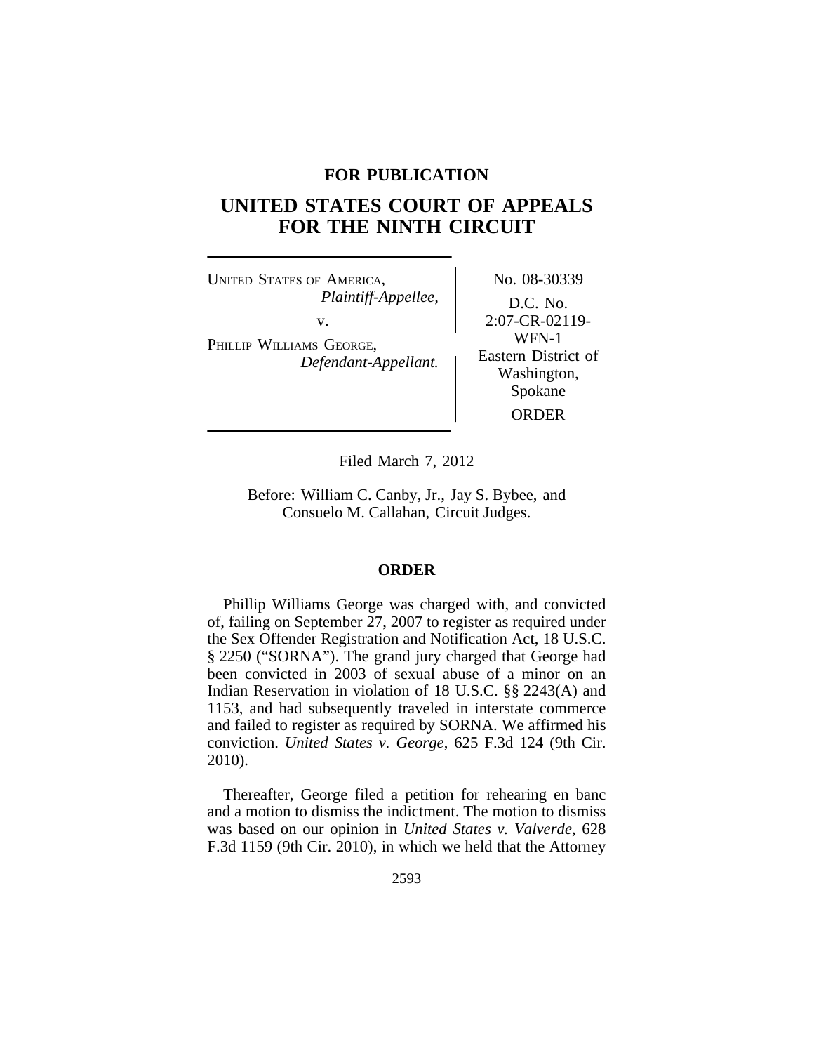**FOR PUBLICATION**

# UNITED STATES COURT OF APPEALS FOR THE NINTH CIRCUIT

| | |
|---|---|
| UNITED STATES OF AMERICA, *Plaintiff-Appellee,* v. PHILLIP WILLIAMS GEORGE, *Defendant-Appellant.* | No. 08-30339 D.C. No. 2:07-CR-02119-WFN-1 Eastern District of Washington, Spokane ORDER |

Filed March 7, 2012

Before: William C. Canby, Jr., Jay S. Bybee, and Consuelo M. Callahan, Circuit Judges.

## ORDER

Phillip Williams George was charged with, and convicted of, failing on September 27, 2007 to register as required under the Sex Offender Registration and Notification Act, 18 U.S.C. § 2250 ("SORNA"). The grand jury charged that George had been convicted in 2003 of sexual abuse of a minor on an Indian Reservation in violation of 18 U.S.C. §§ 2243(A) and 1153, and had subsequently traveled in interstate commerce and failed to register as required by SORNA. We affirmed his conviction. *United States v. George*, 625 F.3d 124 (9th Cir. 2010).

Thereafter, George filed a petition for rehearing en banc and a motion to dismiss the indictment. The motion to dismiss was based on our opinion in *United States v. Valverde*, 628 F.3d 1159 (9th Cir. 2010), in which we held that the Attorney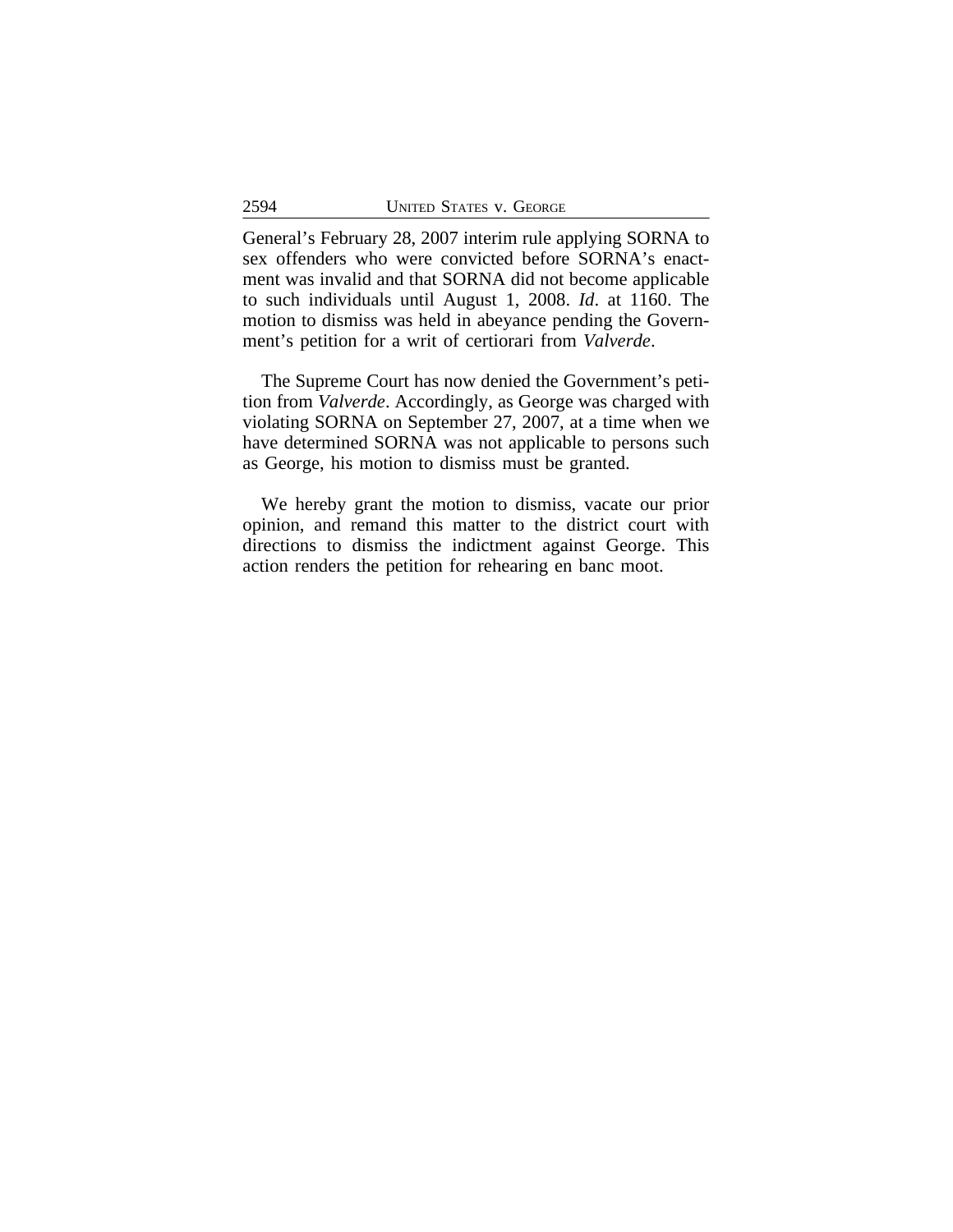General's February 28, 2007 interim rule applying SORNA to sex offenders who were convicted before SORNA's enactment was invalid and that SORNA did not become applicable to such individuals until August 1, 2008. *Id*. at 1160. The motion to dismiss was held in abeyance pending the Government's petition for a writ of certiorari from *Valverde*.

The Supreme Court has now denied the Government's petition from *Valverde*. Accordingly, as George was charged with violating SORNA on September 27, 2007, at a time when we have determined SORNA was not applicable to persons such as George, his motion to dismiss must be granted.

We hereby grant the motion to dismiss, vacate our prior opinion, and remand this matter to the district court with directions to dismiss the indictment against George. This action renders the petition for rehearing en banc moot.